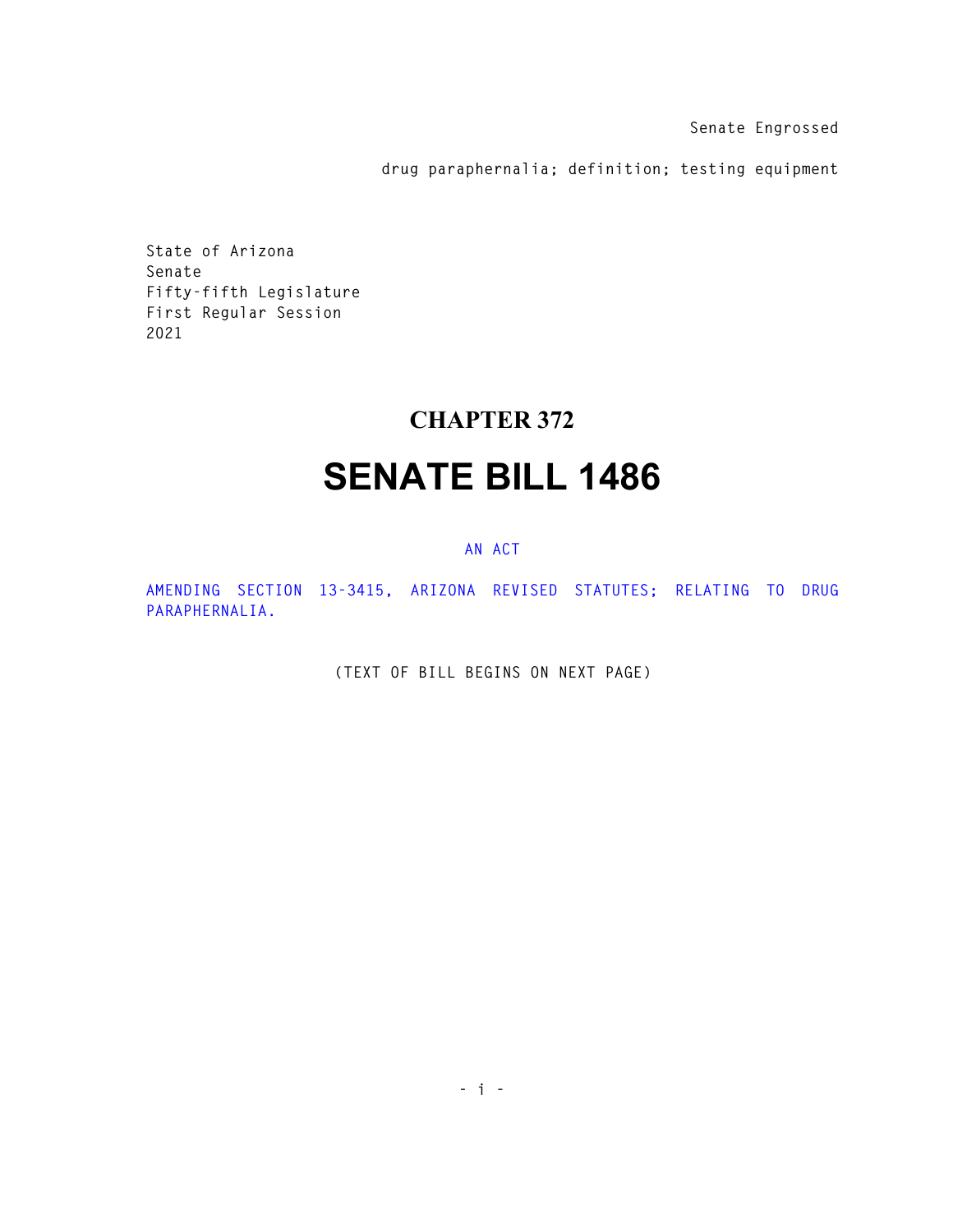Senate Engrossed

drug paraphernalia; definition; testing equipment

State of Arizona
Senate
Fifty-fifth Legislature
First Regular Session
2021

# CHAPTER 372

# SENATE BILL 1486

AN ACT

AMENDING SECTION 13-3415, ARIZONA REVISED STATUTES; RELATING TO DRUG PARAPHERNALIA.

(TEXT OF BILL BEGINS ON NEXT PAGE)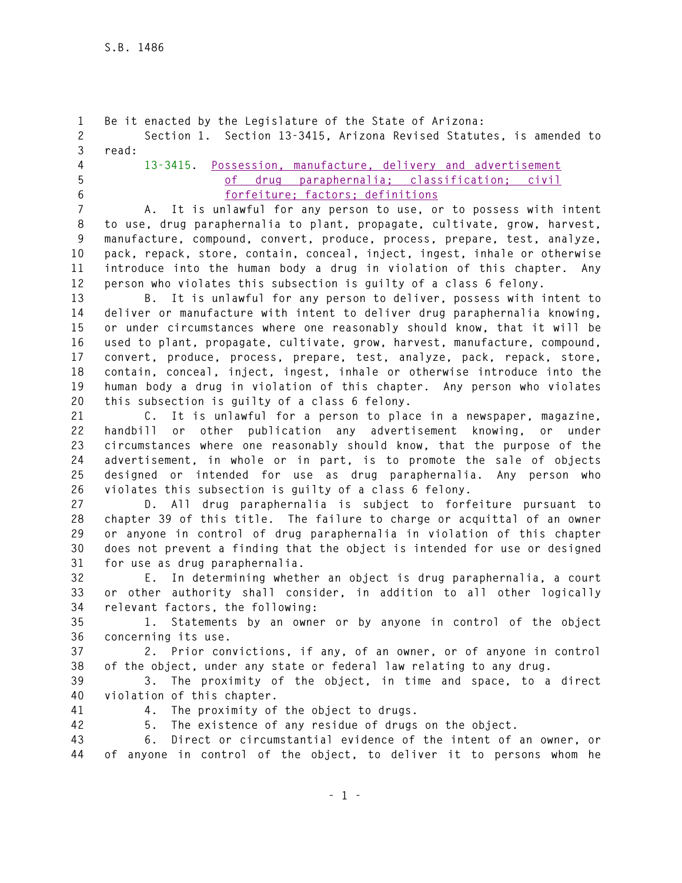Be it enacted by the Legislature of the State of Arizona:

Section 1. Section 13-3415, Arizona Revised Statutes, is amended to read:

13-3415. Possession, manufacture, delivery and advertisement of drug paraphernalia; classification; civil forfeiture; factors; definitions

A. It is unlawful for any person to use, or to possess with intent to use, drug paraphernalia to plant, propagate, cultivate, grow, harvest, manufacture, compound, convert, produce, process, prepare, test, analyze, pack, repack, store, contain, conceal, inject, ingest, inhale or otherwise introduce into the human body a drug in violation of this chapter. Any person who violates this subsection is guilty of a class 6 felony.

B. It is unlawful for any person to deliver, possess with intent to deliver or manufacture with intent to deliver drug paraphernalia knowing, or under circumstances where one reasonably should know, that it will be used to plant, propagate, cultivate, grow, harvest, manufacture, compound, convert, produce, process, prepare, test, analyze, pack, repack, store, contain, conceal, inject, ingest, inhale or otherwise introduce into the human body a drug in violation of this chapter. Any person who violates this subsection is guilty of a class 6 felony.

C. It is unlawful for a person to place in a newspaper, magazine, handbill or other publication any advertisement knowing, or under circumstances where one reasonably should know, that the purpose of the advertisement, in whole or in part, is to promote the sale of objects designed or intended for use as drug paraphernalia. Any person who violates this subsection is guilty of a class 6 felony.

D. All drug paraphernalia is subject to forfeiture pursuant to chapter 39 of this title. The failure to charge or acquittal of an owner or anyone in control of drug paraphernalia in violation of this chapter does not prevent a finding that the object is intended for use or designed for use as drug paraphernalia.

E. In determining whether an object is drug paraphernalia, a court or other authority shall consider, in addition to all other logically relevant factors, the following:

1. Statements by an owner or by anyone in control of the object concerning its use.

2. Prior convictions, if any, of an owner, or of anyone in control of the object, under any state or federal law relating to any drug.

3. The proximity of the object, in time and space, to a direct violation of this chapter.

4. The proximity of the object to drugs.

5. The existence of any residue of drugs on the object.

6. Direct or circumstantial evidence of the intent of an owner, or of anyone in control of the object, to deliver it to persons whom he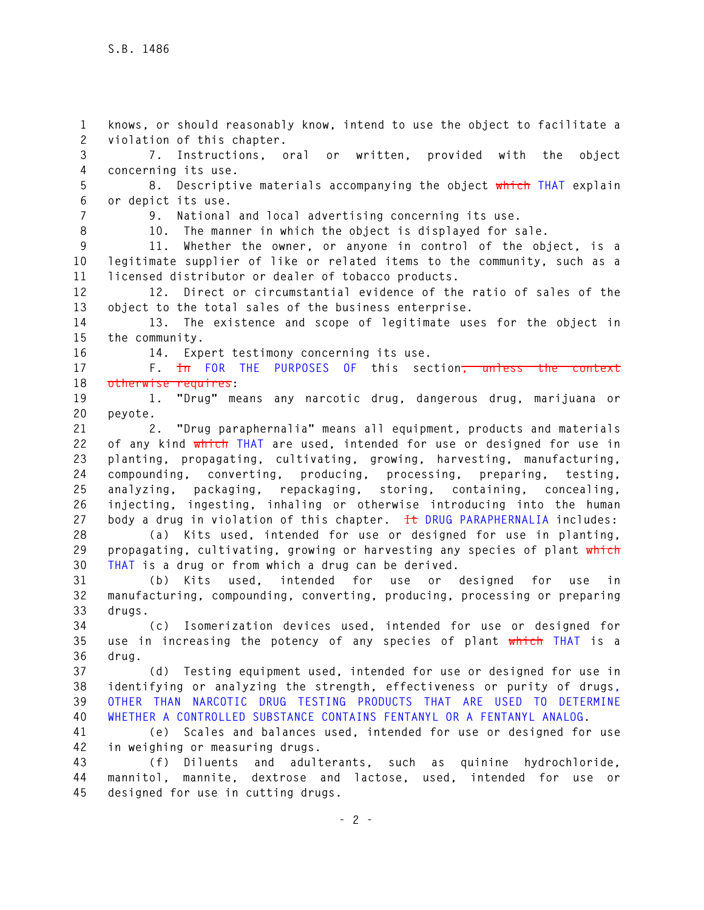knows, or should reasonably know, intend to use the object to facilitate a violation of this chapter.

7. Instructions, oral or written, provided with the object concerning its use.

8. Descriptive materials accompanying the object ~~which~~ THAT explain or depict its use.

9. National and local advertising concerning its use.

10. The manner in which the object is displayed for sale.

11. Whether the owner, or anyone in control of the object, is a legitimate supplier of like or related items to the community, such as a licensed distributor or dealer of tobacco products.

12. Direct or circumstantial evidence of the ratio of sales of the object to the total sales of the business enterprise.

13. The existence and scope of legitimate uses for the object in the community.

14. Expert testimony concerning its use.

F. ~~In~~ FOR THE PURPOSES OF this section~~, unless the context otherwise requires~~:

1. "Drug" means any narcotic drug, dangerous drug, marijuana or peyote.

2. "Drug paraphernalia" means all equipment, products and materials of any kind ~~which~~ THAT are used, intended for use or designed for use in planting, propagating, cultivating, growing, harvesting, manufacturing, compounding, converting, producing, processing, preparing, testing, analyzing, packaging, repackaging, storing, containing, concealing, injecting, ingesting, inhaling or otherwise introducing into the human body a drug in violation of this chapter. ~~It~~ DRUG PARAPHERNALIA includes:

(a) Kits used, intended for use or designed for use in planting, propagating, cultivating, growing or harvesting any species of plant ~~which~~ THAT is a drug or from which a drug can be derived.

(b) Kits used, intended for use or designed for use in manufacturing, compounding, converting, producing, processing or preparing drugs.

(c) Isomerization devices used, intended for use or designed for use in increasing the potency of any species of plant ~~which~~ THAT is a drug.

(d) Testing equipment used, intended for use or designed for use in identifying or analyzing the strength, effectiveness or purity of drugs, OTHER THAN NARCOTIC DRUG TESTING PRODUCTS THAT ARE USED TO DETERMINE WHETHER A CONTROLLED SUBSTANCE CONTAINS FENTANYL OR A FENTANYL ANALOG.

(e) Scales and balances used, intended for use or designed for use in weighing or measuring drugs.

(f) Diluents and adulterants, such as quinine hydrochloride, mannitol, mannite, dextrose and lactose, used, intended for use or designed for use in cutting drugs.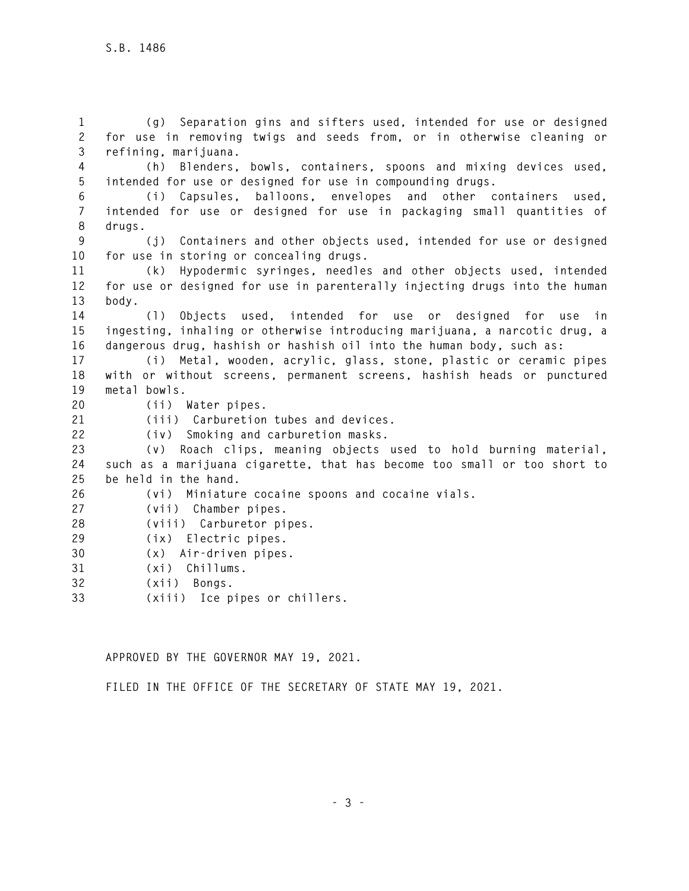(g) Separation gins and sifters used, intended for use or designed for use in removing twigs and seeds from, or in otherwise cleaning or refining, marijuana.

(h) Blenders, bowls, containers, spoons and mixing devices used, intended for use or designed for use in compounding drugs.

(i) Capsules, balloons, envelopes and other containers used, intended for use or designed for use in packaging small quantities of drugs.

(j) Containers and other objects used, intended for use or designed for use in storing or concealing drugs.

(k) Hypodermic syringes, needles and other objects used, intended for use or designed for use in parenterally injecting drugs into the human body.

(l) Objects used, intended for use or designed for use in ingesting, inhaling or otherwise introducing marijuana, a narcotic drug, a dangerous drug, hashish or hashish oil into the human body, such as:

(i) Metal, wooden, acrylic, glass, stone, plastic or ceramic pipes with or without screens, permanent screens, hashish heads or punctured metal bowls.

(ii) Water pipes.

(iii) Carburetion tubes and devices.

(iv) Smoking and carburetion masks.

(v) Roach clips, meaning objects used to hold burning material, such as a marijuana cigarette, that has become too small or too short to be held in the hand.

(vi) Miniature cocaine spoons and cocaine vials.

(vii) Chamber pipes.

(viii) Carburetor pipes.

(ix) Electric pipes.

(x) Air-driven pipes.

(xi) Chillums.

(xii) Bongs.

(xiii) Ice pipes or chillers.

APPROVED BY THE GOVERNOR MAY 19, 2021.

FILED IN THE OFFICE OF THE SECRETARY OF STATE MAY 19, 2021.